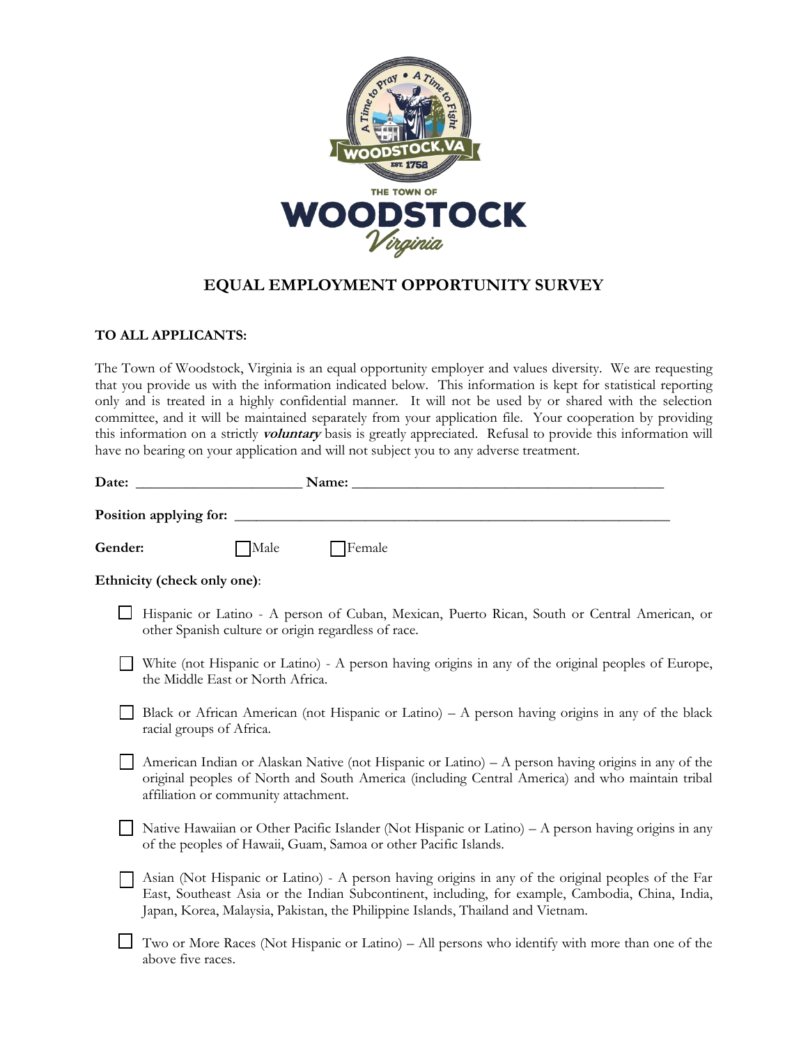THE TOWN OF

**WOODSTOCK**

*Virginia*

# EQUAL EMPLOYMENT OPPORTUNITY SURVEY

**TO ALL APPLICANTS:**

The Town of Woodstock, Virginia is an equal opportunity employer and values diversity. We are requesting that you provide us with the information indicated below. This information is kept for statistical reporting only and is treated in a highly confidential manner. It will not be used by or shared with the selection committee, and it will be maintained separately from your application file. Your cooperation by providing this information on a strictly ***voluntary*** basis is greatly appreciated. Refusal to provide this information will have no bearing on your application and will not subject you to any adverse treatment.

**Date:** ______________________ **Name:** ________________________________________

**Position applying for:** __________________________________________________________

**Gender:** ☐ Male ☐ Female

**Ethnicity (check only one)**:

- ☐ Hispanic or Latino - A person of Cuban, Mexican, Puerto Rican, South or Central American, or other Spanish culture or origin regardless of race.
- ☐ White (not Hispanic or Latino) - A person having origins in any of the original peoples of Europe, the Middle East or North Africa.
- ☐ Black or African American (not Hispanic or Latino) – A person having origins in any of the black racial groups of Africa.
- ☐ American Indian or Alaskan Native (not Hispanic or Latino) – A person having origins in any of the original peoples of North and South America (including Central America) and who maintain tribal affiliation or community attachment.
- ☐ Native Hawaiian or Other Pacific Islander (Not Hispanic or Latino) – A person having origins in any of the peoples of Hawaii, Guam, Samoa or other Pacific Islands.
- ☐ Asian (Not Hispanic or Latino) - A person having origins in any of the original peoples of the Far East, Southeast Asia or the Indian Subcontinent, including, for example, Cambodia, China, India, Japan, Korea, Malaysia, Pakistan, the Philippine Islands, Thailand and Vietnam.
- ☐ Two or More Races (Not Hispanic or Latino) – All persons who identify with more than one of the above five races.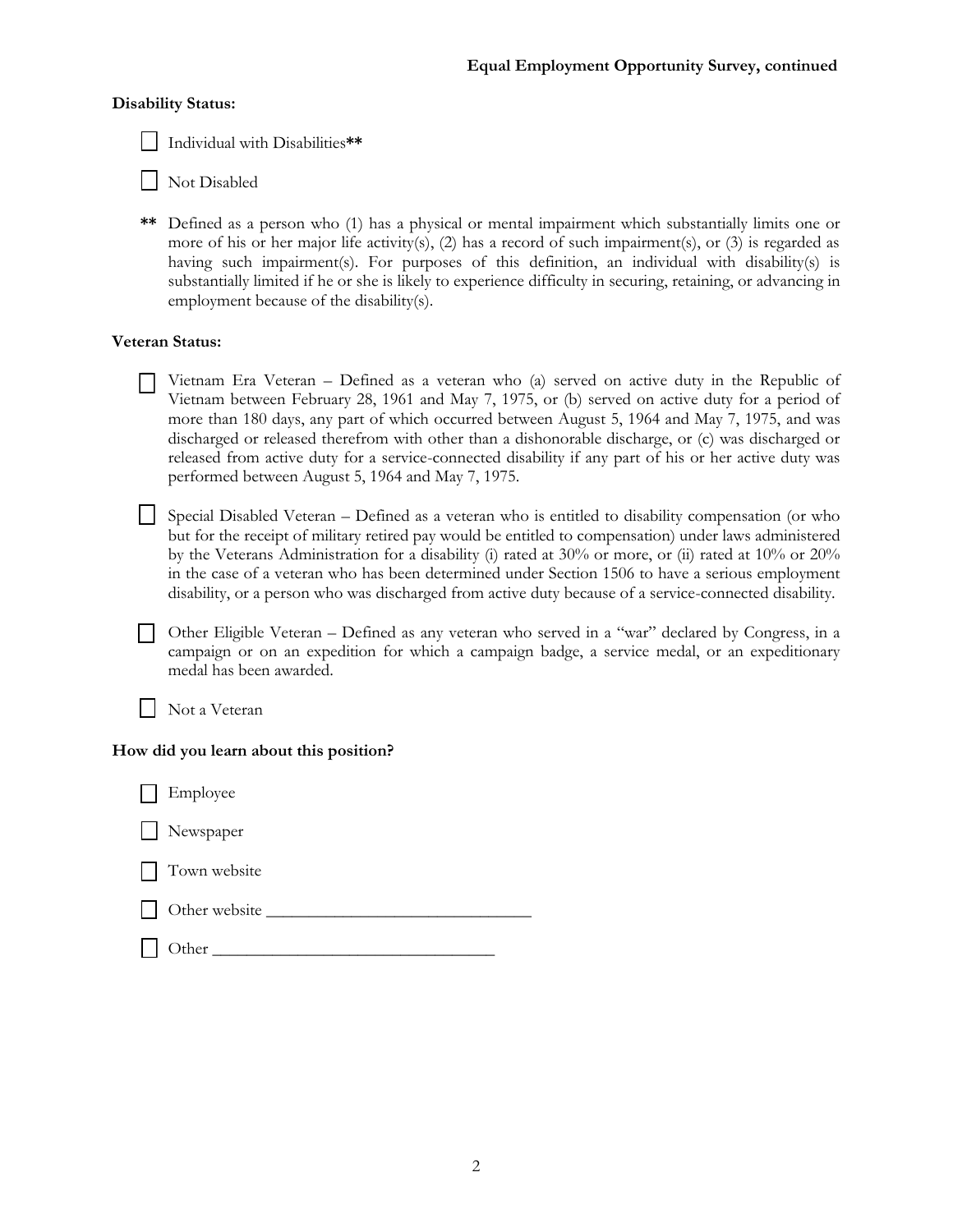**Disability Status:**

☐ Individual with Disabilities**

☐ Not Disabled

** Defined as a person who (1) has a physical or mental impairment which substantially limits one or more of his or her major life activity(s), (2) has a record of such impairment(s), or (3) is regarded as having such impairment(s). For purposes of this definition, an individual with disability(s) is substantially limited if he or she is likely to experience difficulty in securing, retaining, or advancing in employment because of the disability(s).

**Veteran Status:**

☐ Vietnam Era Veteran – Defined as a veteran who (a) served on active duty in the Republic of Vietnam between February 28, 1961 and May 7, 1975, or (b) served on active duty for a period of more than 180 days, any part of which occurred between August 5, 1964 and May 7, 1975, and was discharged or released therefrom with other than a dishonorable discharge, or (c) was discharged or released from active duty for a service-connected disability if any part of his or her active duty was performed between August 5, 1964 and May 7, 1975.

☐ Special Disabled Veteran – Defined as a veteran who is entitled to disability compensation (or who but for the receipt of military retired pay would be entitled to compensation) under laws administered by the Veterans Administration for a disability (i) rated at 30% or more, or (ii) rated at 10% or 20% in the case of a veteran who has been determined under Section 1506 to have a serious employment disability, or a person who was discharged from active duty because of a service-connected disability.

☐ Other Eligible Veteran – Defined as any veteran who served in a "war" declared by Congress, in a campaign or on an expedition for which a campaign badge, a service medal, or an expeditionary medal has been awarded.

☐ Not a Veteran

**How did you learn about this position?**

☐ Employee

☐ Newspaper

☐ Town website

☐ Other website ______________________________

☐ Other ________________________________